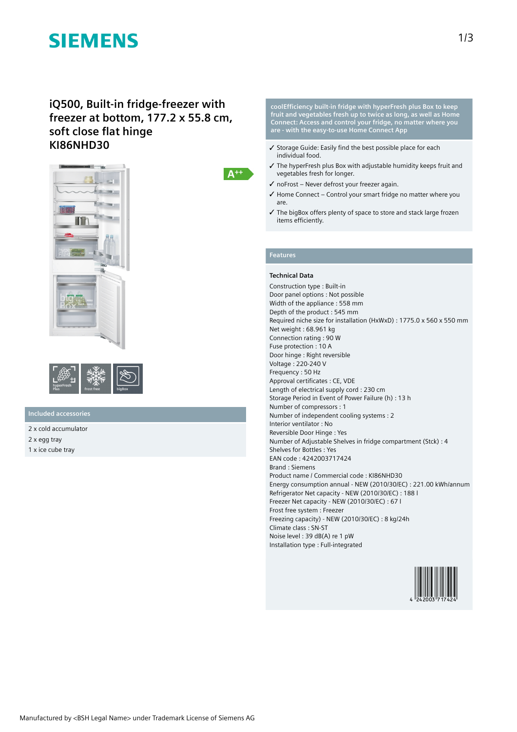SIEMENS

# iQ500, Built-in fridge-freezer with freezer at bottom, 177.2 x 55.8 cm, soft close flat hinge KI86NHD30

A++

hyperFresh Plus | frost free | bigBox

## Included accessories

2 x cold accumulator

2 x egg tray

1 x ice cube tray

**coolEfficiency built-in fridge with hyperFresh plus Box to keep fruit and vegetables fresh up to twice as long, as well as Home Connect: Access and control your fridge, no matter where you are - with the easy-to-use Home Connect App**

- ✓ Storage Guide: Easily find the best possible place for each individual food.
- ✓ The hyperFresh plus Box with adjustable humidity keeps fruit and vegetables fresh for longer.
- ✓ noFrost – Never defrost your freezer again.
- ✓ Home Connect – Control your smart fridge no matter where you are.
- ✓ The bigBox offers plenty of space to store and stack large frozen items efficiently.

## Features

### Technical Data

Construction type : Built-in
Door panel options : Not possible
Width of the appliance : 558 mm
Depth of the product : 545 mm
Required niche size for installation (HxWxD) : 1775.0 x 560 x 550 mm
Net weight : 68.961 kg
Connection rating : 90 W
Fuse protection : 10 A
Door hinge : Right reversible
Voltage : 220-240 V
Frequency : 50 Hz
Approval certificates : CE, VDE
Length of electrical supply cord : 230 cm
Storage Period in Event of Power Failure (h) : 13 h
Number of compressors : 1
Number of independent cooling systems : 2
Interior ventilator : No
Reversible Door Hinge : Yes
Number of Adjustable Shelves in fridge compartment (Stck) : 4
Shelves for Bottles : Yes
EAN code : 4242003717424
Brand : Siemens
Product name / Commercial code : KI86NHD30
Energy consumption annual - NEW (2010/30/EC) : 221.00 kWh/annum
Refrigerator Net capacity - NEW (2010/30/EC) : 188 l
Freezer Net capacity - NEW (2010/30/EC) : 67 l
Frost free system : Freezer
Freezing capacity) - NEW (2010/30/EC) : 8 kg/24h
Climate class : SN-ST
Noise level : 39 dB(A) re 1 pW
Installation type : Full-integrated

4 242003 717424

Manufactured by <BSH Legal Name> under Trademark License of Siemens AG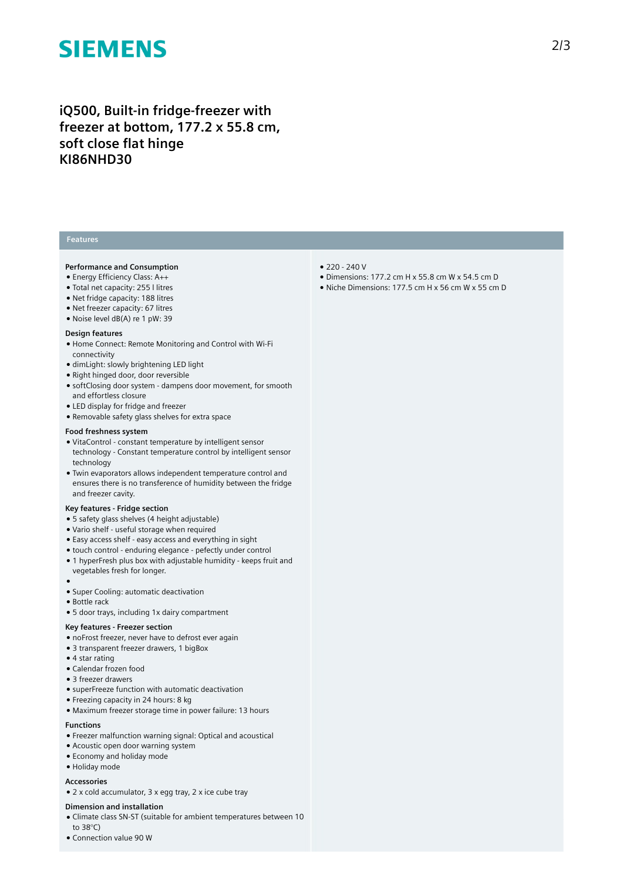# SIEMENS

## iQ500, Built-in fridge-freezer with freezer at bottom, 177.2 x 55.8 cm, soft close flat hinge KI86NHD30

### Features

**Performance and Consumption**
- Energy Efficiency Class: A++
- Total net capacity: 255 l litres
- Net fridge capacity: 188 litres
- Net freezer capacity: 67 litres
- Noise level dB(A) re 1 pW: 39

**Design features**
- Home Connect: Remote Monitoring and Control with Wi-Fi connectivity
- dimLight: slowly brightening LED light
- Right hinged door, door reversible
- softClosing door system - dampens door movement, for smooth and effortless closure
- LED display for fridge and freezer
- Removable safety glass shelves for extra space

**Food freshness system**
- VitaControl - constant temperature by intelligent sensor technology - Constant temperature control by intelligent sensor technology
- Twin evaporators allows independent temperature control and ensures there is no transference of humidity between the fridge and freezer cavity.

**Key features - Fridge section**
- 5 safety glass shelves (4 height adjustable)
- Vario shelf - useful storage when required
- Easy access shelf - easy access and everything in sight
- touch control - enduring elegance - pefectly under control
- 1 hyperFresh plus box with adjustable humidity - keeps fruit and vegetables fresh for longer.
- 
- Super Cooling: automatic deactivation
- Bottle rack
- 5 door trays, including 1x dairy compartment

**Key features - Freezer section**
- noFrost freezer, never have to defrost ever again
- 3 transparent freezer drawers, 1 bigBox
- 4 star rating
- Calendar frozen food
- 3 freezer drawers
- superFreeze function with automatic deactivation
- Freezing capacity in 24 hours: 8 kg
- Maximum freezer storage time in power failure: 13 hours

**Functions**
- Freezer malfunction warning signal: Optical and acoustical
- Acoustic open door warning system
- Economy and holiday mode
- Holiday mode

**Accessories**
- 2 x cold accumulator, 3 x egg tray, 2 x ice cube tray

**Dimension and installation**
- Climate class SN-ST (suitable for ambient temperatures between 10 to 38°C)
- Connection value 90 W
- 220 - 240 V
- Dimensions: 177.2 cm H x 55.8 cm W x 54.5 cm D
- Niche Dimensions: 177.5 cm H x 56 cm W x 55 cm D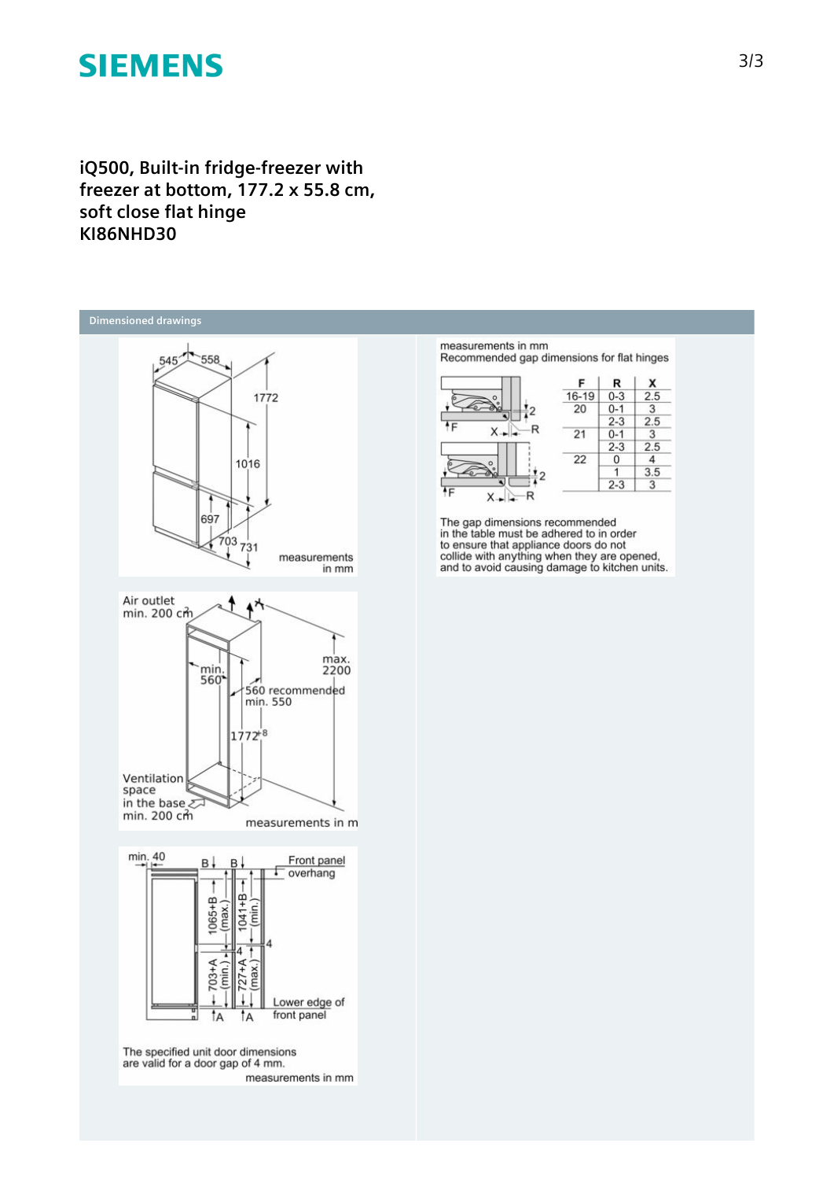**SIEMENS**

**iQ500, Built-in fridge-freezer with freezer at bottom, 177.2 x 55.8 cm, soft close flat hinge KI86NHD30**

## Dimensioned drawings

545
558
1772
1016
697
703
731
measurements in mm

Air outlet min. 200 cm²
min. 560
max. 2200
560 recommended min. 550
1772+8
Ventilation space in the base min. 200 cm²
measurements in mm

min. 40
B
B
Front panel overhang
1065+B (max.)
1041+B (min.)
4
4
703+A (min.)
727+A (max.)
A
A
Lower edge of front panel

The specified unit door dimensions are valid for a door gap of 4 mm.

measurements in mm

measurements in mm
Recommended gap dimensions for flat hinges

F
X
R
2

| F | R | X |
|---|---|---|
| 16-19 | 0-3 | 2.5 |
| 20 | 0-1 | 3 |
| | 2-3 | 2.5 |
| 21 | 0-1 | 3 |
| | 2-3 | 2.5 |
| 22 | 0 | 4 |
| | 1 | 3.5 |
| | 2-3 | 3 |

The gap dimensions recommended in the table must be adhered to in order to ensure that appliance doors do not collide with anything when they are opened, and to avoid causing damage to kitchen units.